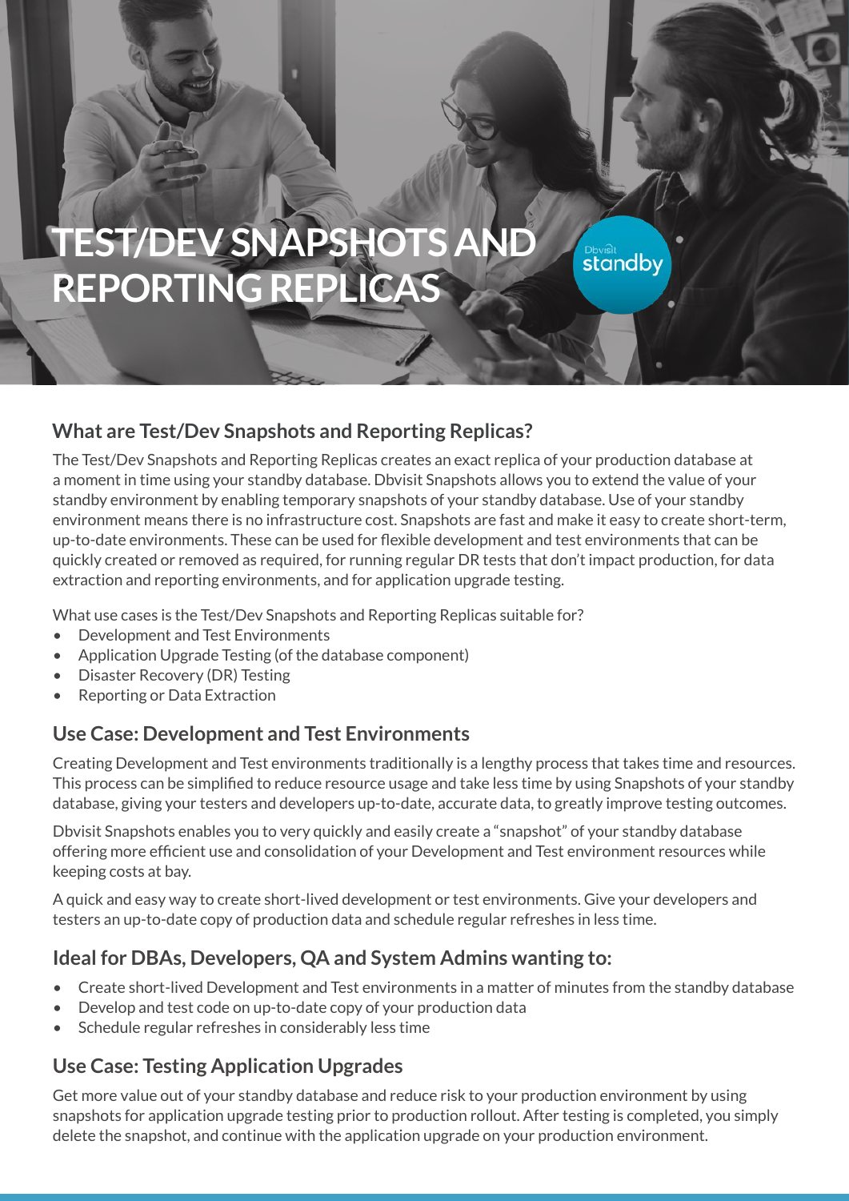# TEST/DEV SNAPSHOTS AND REPORTING REPLICAS

Dbvisit standby

## What are Test/Dev Snapshots and Reporting Replicas?

The Test/Dev Snapshots and Reporting Replicas creates an exact replica of your production database at a moment in time using your standby database. Dbvisit Snapshots allows you to extend the value of your standby environment by enabling temporary snapshots of your standby database. Use of your standby environment means there is no infrastructure cost. Snapshots are fast and make it easy to create short-term, up-to-date environments. These can be used for flexible development and test environments that can be quickly created or removed as required, for running regular DR tests that don't impact production, for data extraction and reporting environments, and for application upgrade testing.

What use cases is the Test/Dev Snapshots and Reporting Replicas suitable for?

- Development and Test Environments
- Application Upgrade Testing (of the database component)
- Disaster Recovery (DR) Testing
- Reporting or Data Extraction

## Use Case: Development and Test Environments

Creating Development and Test environments traditionally is a lengthy process that takes time and resources. This process can be simplified to reduce resource usage and take less time by using Snapshots of your standby database, giving your testers and developers up-to-date, accurate data, to greatly improve testing outcomes.

Dbvisit Snapshots enables you to very quickly and easily create a "snapshot" of your standby database offering more efficient use and consolidation of your Development and Test environment resources while keeping costs at bay.

A quick and easy way to create short-lived development or test environments. Give your developers and testers an up-to-date copy of production data and schedule regular refreshes in less time.

## Ideal for DBAs, Developers, QA and System Admins wanting to:

- Create short-lived Development and Test environments in a matter of minutes from the standby database
- Develop and test code on up-to-date copy of your production data
- Schedule regular refreshes in considerably less time

## Use Case: Testing Application Upgrades

Get more value out of your standby database and reduce risk to your production environment by using snapshots for application upgrade testing prior to production rollout. After testing is completed, you simply delete the snapshot, and continue with the application upgrade on your production environment.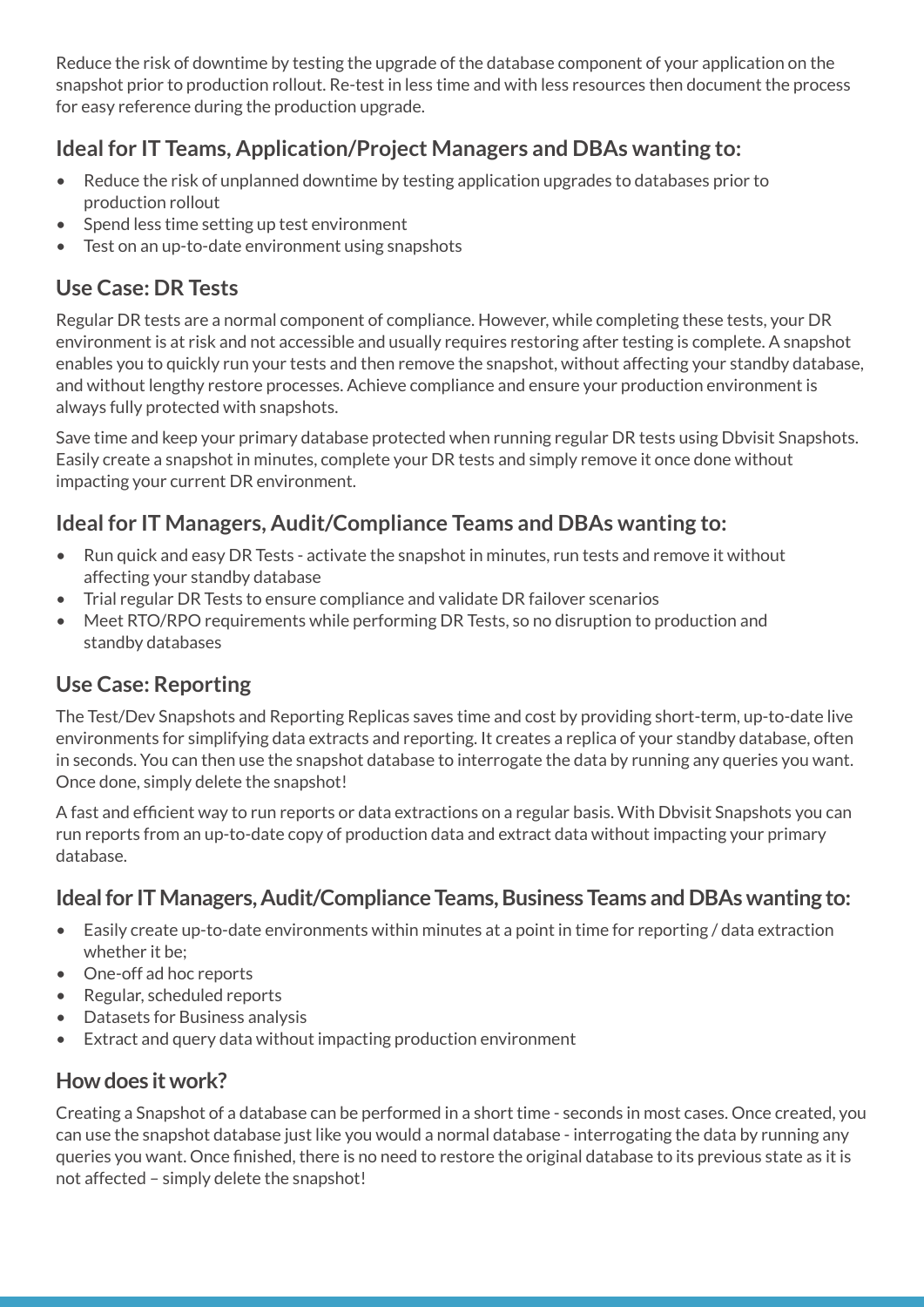Reduce the risk of downtime by testing the upgrade of the database component of your application on the snapshot prior to production rollout. Re-test in less time and with less resources then document the process for easy reference during the production upgrade.

### Ideal for IT Teams, Application/Project Managers and DBAs wanting to:

- Reduce the risk of unplanned downtime by testing application upgrades to databases prior to production rollout
- Spend less time setting up test environment
- Test on an up-to-date environment using snapshots

### Use Case: DR Tests

Regular DR tests are a normal component of compliance. However, while completing these tests, your DR environment is at risk and not accessible and usually requires restoring after testing is complete. A snapshot enables you to quickly run your tests and then remove the snapshot, without affecting your standby database, and without lengthy restore processes. Achieve compliance and ensure your production environment is always fully protected with snapshots.

Save time and keep your primary database protected when running regular DR tests using Dbvisit Snapshots. Easily create a snapshot in minutes, complete your DR tests and simply remove it once done without impacting your current DR environment.

### Ideal for IT Managers, Audit/Compliance Teams and DBAs wanting to:

- Run quick and easy DR Tests - activate the snapshot in minutes, run tests and remove it without affecting your standby database
- Trial regular DR Tests to ensure compliance and validate DR failover scenarios
- Meet RTO/RPO requirements while performing DR Tests, so no disruption to production and standby databases

### Use Case: Reporting

The Test/Dev Snapshots and Reporting Replicas saves time and cost by providing short-term, up-to-date live environments for simplifying data extracts and reporting. It creates a replica of your standby database, often in seconds. You can then use the snapshot database to interrogate the data by running any queries you want. Once done, simply delete the snapshot!

A fast and efficient way to run reports or data extractions on a regular basis. With Dbvisit Snapshots you can run reports from an up-to-date copy of production data and extract data without impacting your primary database.

### Ideal for IT Managers, Audit/Compliance Teams, Business Teams and DBAs wanting to:

- Easily create up-to-date environments within minutes at a point in time for reporting / data extraction whether it be;
- One-off ad hoc reports
- Regular, scheduled reports
- Datasets for Business analysis
- Extract and query data without impacting production environment

### How does it work?

Creating a Snapshot of a database can be performed in a short time - seconds in most cases. Once created, you can use the snapshot database just like you would a normal database - interrogating the data by running any queries you want. Once finished, there is no need to restore the original database to its previous state as it is not affected – simply delete the snapshot!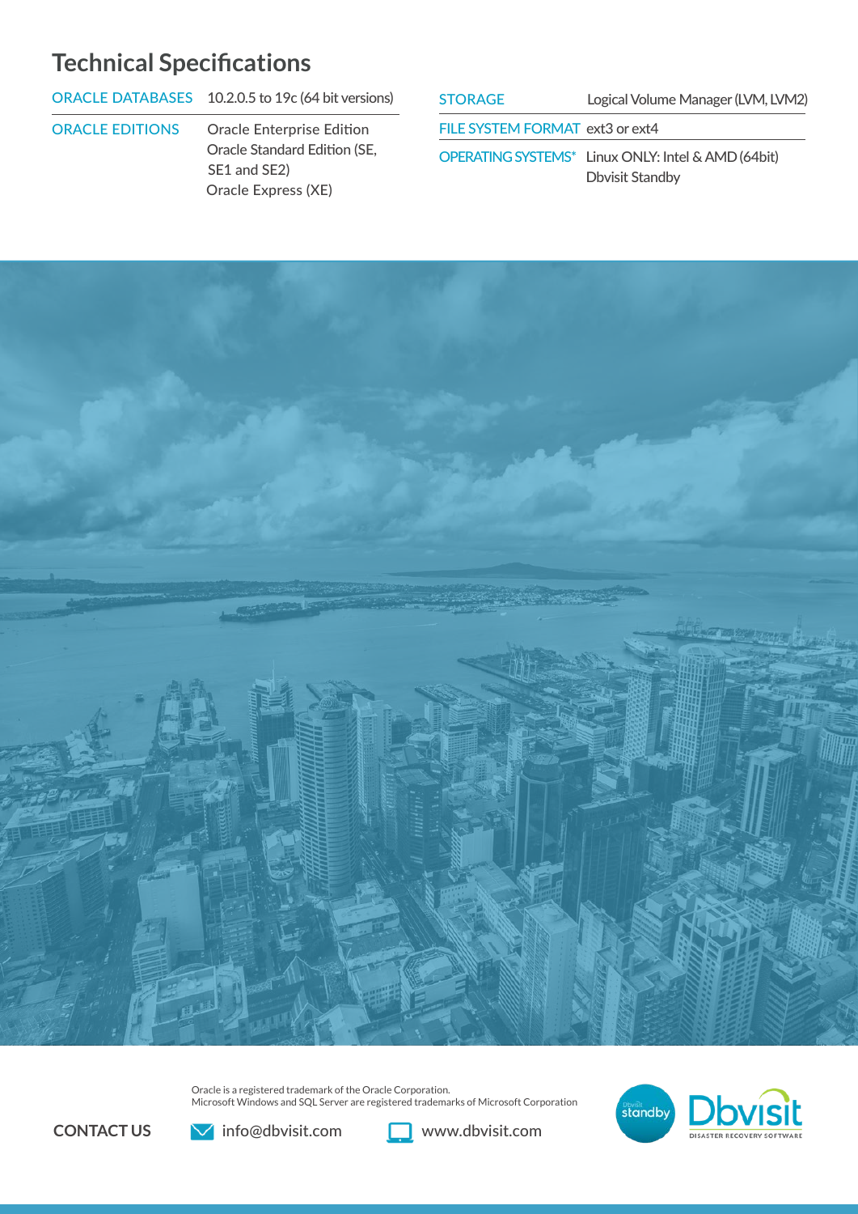## Technical Specifications

| | |
|---|---|
| ORACLE DATABASES | 10.2.0.5 to 19c (64 bit versions) |
| ORACLE EDITIONS | Oracle Enterprise Edition<br>Oracle Standard Edition (SE, SE1 and SE2)<br>Oracle Express (XE) |

| | |
|---|---|
| STORAGE | Logical Volume Manager (LVM, LVM2) |
| FILE SYSTEM FORMAT | ext3 or ext4 |
| OPERATING SYSTEMS* | Linux ONLY: Intel & AMD (64bit)<br>Dbvisit Standby |

Oracle is a registered trademark of the Oracle Corporation.
Microsoft Windows and SQL Server are registered trademarks of Microsoft Corporation

**CONTACT US** info@dbvisit.com www.dbvisit.com

Dbvisit standby

Dbvisit DISASTER RECOVERY SOFTWARE